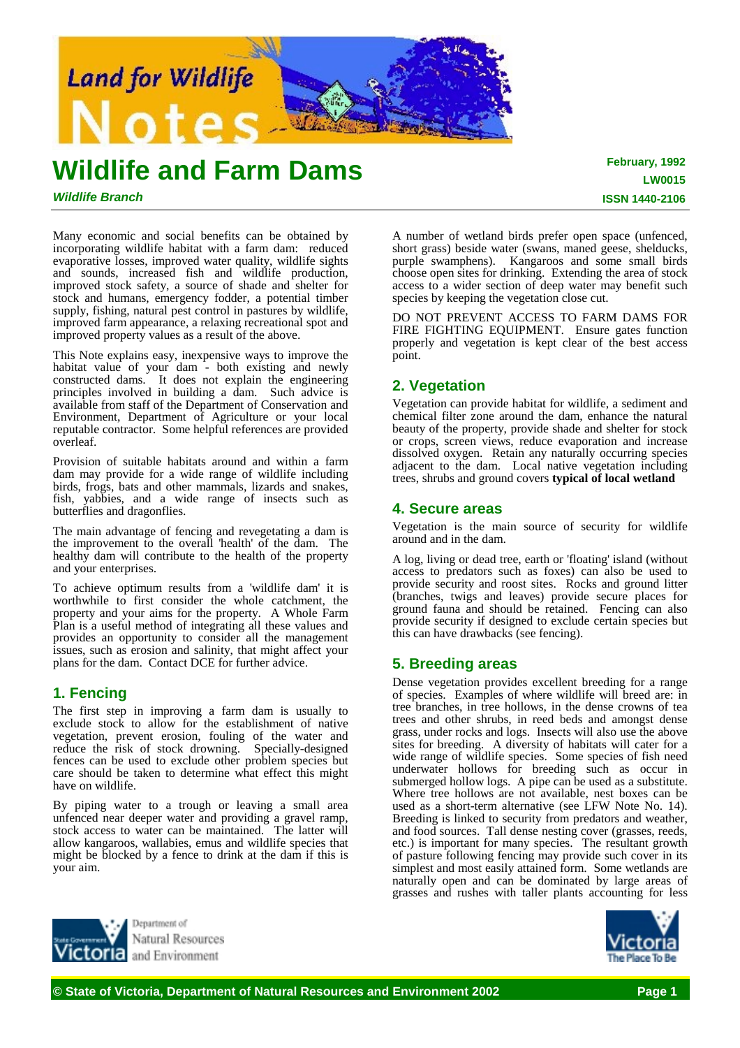# Wildlife and Farm Dams

***Wildlife Branch***

**February, 1992**
**LW0015**
**ISSN 1440-2106**

Many economic and social benefits can be obtained by incorporating wildlife habitat with a farm dam: reduced evaporative losses, improved water quality, wildlife sights and sounds, increased fish and wildlife production, improved stock safety, a source of shade and shelter for stock and humans, emergency fodder, a potential timber supply, fishing, natural pest control in pastures by wildlife, improved farm appearance, a relaxing recreational spot and improved property values as a result of the above.

This Note explains easy, inexpensive ways to improve the habitat value of your dam - both existing and newly constructed dams. It does not explain the engineering principles involved in building a dam. Such advice is available from staff of the Department of Conservation and Environment, Department of Agriculture or your local reputable contractor. Some helpful references are provided overleaf.

Provision of suitable habitats around and within a farm dam may provide for a wide range of wildlife including birds, frogs, bats and other mammals, lizards and snakes, fish, yabbies, and a wide range of insects such as butterflies and dragonflies.

The main advantage of fencing and revegetating a dam is the improvement to the overall 'health' of the dam. The healthy dam will contribute to the health of the property and your enterprises.

To achieve optimum results from a 'wildlife dam' it is worthwhile to first consider the whole catchment, the property and your aims for the property. A Whole Farm Plan is a useful method of integrating all these values and provides an opportunity to consider all the management issues, such as erosion and salinity, that might affect your plans for the dam. Contact DCE for further advice.

## 1. Fencing

The first step in improving a farm dam is usually to exclude stock to allow for the establishment of native vegetation, prevent erosion, fouling of the water and reduce the risk of stock drowning. Specially-designed fences can be used to exclude other problem species but care should be taken to determine what effect this might have on wildlife.

By piping water to a trough or leaving a small area unfenced near deeper water and providing a gravel ramp, stock access to water can be maintained. The latter will allow kangaroos, wallabies, emus and wildlife species that might be blocked by a fence to drink at the dam if this is your aim.

A number of wetland birds prefer open space (unfenced, short grass) beside water (swans, maned geese, shelducks, purple swamphens). Kangaroos and some small birds choose open sites for drinking. Extending the area of stock access to a wider section of deep water may benefit such species by keeping the vegetation close cut.

DO NOT PREVENT ACCESS TO FARM DAMS FOR FIRE FIGHTING EQUIPMENT. Ensure gates function properly and vegetation is kept clear of the best access point.

## 2. Vegetation

Vegetation can provide habitat for wildlife, a sediment and chemical filter zone around the dam, enhance the natural beauty of the property, provide shade and shelter for stock or crops, screen views, reduce evaporation and increase dissolved oxygen. Retain any naturally occurring species adjacent to the dam. Local native vegetation including trees, shrubs and ground covers **typical of local wetland**

## 4. Secure areas

Vegetation is the main source of security for wildlife around and in the dam.

A log, living or dead tree, earth or 'floating' island (without access to predators such as foxes) can also be used to provide security and roost sites. Rocks and ground litter (branches, twigs and leaves) provide secure places for ground fauna and should be retained. Fencing can also provide security if designed to exclude certain species but this can have drawbacks (see fencing).

## 5. Breeding areas

Dense vegetation provides excellent breeding for a range of species. Examples of where wildlife will breed are: in tree branches, in tree hollows, in the dense crowns of tea trees and other shrubs, in reed beds and amongst dense grass, under rocks and logs. Insects will also use the above sites for breeding. A diversity of habitats will cater for a wide range of wildlife species. Some species of fish need underwater hollows for breeding such as occur in submerged hollow logs. A pipe can be used as a substitute. Where tree hollows are not available, nest boxes can be used as a short-term alternative (see LFW Note No. 14). Breeding is linked to security from predators and weather, and food sources. Tall dense nesting cover (grasses, reeds, etc.) is important for many species. The resultant growth of pasture following fencing may provide such cover in its simplest and most easily attained form. Some wetlands are naturally open and can be dominated by large areas of grasses and rushes with taller plants accounting for less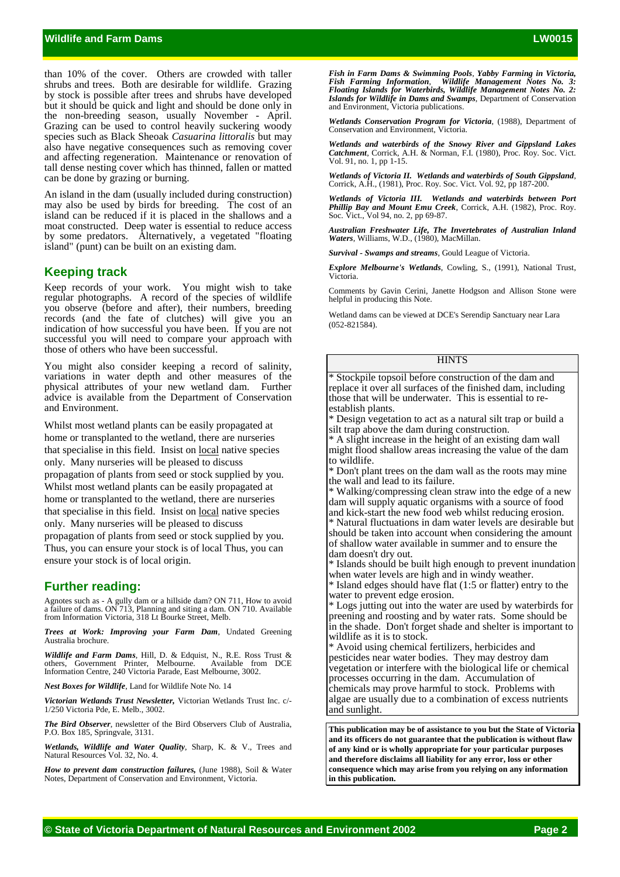than 10% of the cover. Others are crowded with taller shrubs and trees. Both are desirable for wildlife. Grazing by stock is possible after trees and shrubs have developed but it should be quick and light and should be done only in the non-breeding season, usually November - April. Grazing can be used to control heavily suckering woody species such as Black Sheoak *Casuarina littoralis* but may also have negative consequences such as removing cover and affecting regeneration. Maintenance or renovation of tall dense nesting cover which has thinned, fallen or matted can be done by grazing or burning.

An island in the dam (usually included during construction) may also be used by birds for breeding. The cost of an island can be reduced if it is placed in the shallows and a moat constructed. Deep water is essential to reduce access by some predators. Alternatively, a vegetated "floating island" (punt) can be built on an existing dam.

## Keeping track

Keep records of your work. You might wish to take regular photographs. A record of the species of wildlife you observe (before and after), their numbers, breeding records (and the fate of clutches) will give you an indication of how successful you have been. If you are not successful you will need to compare your approach with those of others who have been successful.

You might also consider keeping a record of salinity, variations in water depth and other measures of the physical attributes of your new wetland dam. Further advice is available from the Department of Conservation and Environment.

Whilst most wetland plants can be easily propagated at home or transplanted to the wetland, there are nurseries that specialise in this field. Insist on <u>local</u> native species only. Many nurseries will be pleased to discuss propagation of plants from seed or stock supplied by you. Whilst most wetland plants can be easily propagated at home or transplanted to the wetland, there are nurseries that specialise in this field. Insist on <u>local</u> native species only. Many nurseries will be pleased to discuss propagation of plants from seed or stock supplied by you. Thus, you can ensure your stock is of local Thus, you can ensure your stock is of local origin.

## Further reading:

Agnotes such as - A gully dam or a hillside dam? ON 711, How to avoid a failure of dams. ON 713, Planning and siting a dam. ON 710. Available from Information Victoria, 318 Lt Bourke Street, Melb.

***Trees at Work: Improving your Farm Dam***, Undated Greening Australia brochure.

***Wildlife and Farm Dams***, Hill, D. & Edquist, N., R.E. Ross Trust & others, Government Printer, Melbourne. Available from DCE Information Centre, 240 Victoria Parade, East Melbourne, 3002.

***Nest Boxes for Wildlife***, Land for Wildlife Note No. 14

***Victorian Wetlands Trust Newsletter,*** Victorian Wetlands Trust Inc. c/- 1/250 Victoria Pde, E. Melb., 3002.

***The Bird Observer***, newsletter of the Bird Observers Club of Australia, P.O. Box 185, Springvale, 3131.

***Wetlands, Wildlife and Water Quality***, Sharp, K. & V., Trees and Natural Resources Vol. 32, No. 4.

***How to prevent dam construction failures,*** (June 1988), Soil & Water Notes, Department of Conservation and Environment, Victoria.

***Fish in Farm Dams & Swimming Pools***, ***Yabby Farming in Victoria, Fish Farming Information***, ***Wildlife Management Notes No. 3: Floating Islands for Waterbirds, Wildlife Management Notes No. 2: Islands for Wildlife in Dams and Swamps***, Department of Conservation and Environment, Victoria publications.

***Wetlands Conservation Program for Victoria***, (1988), Department of Conservation and Environment, Victoria.

***Wetlands and waterbirds of the Snowy River and Gippsland Lakes Catchment***, Corrick, A.H. & Norman, F.I. (1980), Proc. Roy. Soc. Vict. Vol. 91, no. 1, pp 1-15.

***Wetlands of Victoria II. Wetlands and waterbirds of South Gippsland***, Corrick, A.H., (1981), Proc. Roy. Soc. Vict. Vol. 92, pp 187-200.

***Wetlands of Victoria III. Wetlands and waterbirds between Port Phillip Bay and Mount Emu Creek***, Corrick, A.H. (1982), Proc. Roy. Soc. Vict., Vol 94, no. 2, pp 69-87.

***Australian Freshwater Life, The Invertebrates of Australian Inland Waters***, Williams, W.D., (1980), MacMillan.

***Survival - Swamps and streams***, Gould League of Victoria.

***Explore Melbourne's Wetlands***, Cowling, S., (1991), National Trust, Victoria.

Comments by Gavin Cerini, Janette Hodgson and Allison Stone were helpful in producing this Note.

Wetland dams can be viewed at DCE's Serendip Sanctuary near Lara (052-821584).

### HINTS

* Stockpile topsoil before construction of the dam and replace it over all surfaces of the finished dam, including those that will be underwater. This is essential to re-establish plants.
* Design vegetation to act as a natural silt trap or build a silt trap above the dam during construction.
* A slight increase in the height of an existing dam wall might flood shallow areas increasing the value of the dam to wildlife.
* Don't plant trees on the dam wall as the roots may mine the wall and lead to its failure.
* Walking/compressing clean straw into the edge of a new dam will supply aquatic organisms with a source of food and kick-start the new food web whilst reducing erosion.
* Natural fluctuations in dam water levels are desirable but should be taken into account when considering the amount of shallow water available in summer and to ensure the dam doesn't dry out.
* Islands should be built high enough to prevent inundation when water levels are high and in windy weather.
* Island edges should have flat (1:5 or flatter) entry to the water to prevent edge erosion.
* Logs jutting out into the water are used by waterbirds for preening and roosting and by water rats. Some should be in the shade. Don't forget shade and shelter is important to wildlife as it is to stock.
* Avoid using chemical fertilizers, herbicides and pesticides near water bodies. They may destroy dam vegetation or interfere with the biological life or chemical processes occurring in the dam. Accumulation of chemicals may prove harmful to stock. Problems with algae are usually due to a combination of excess nutrients and sunlight.

**This publication may be of assistance to you but the State of Victoria and its officers do not guarantee that the publication is without flaw of any kind or is wholly appropriate for your particular purposes and therefore disclaims all liability for any error, loss or other consequence which may arise from you relying on any information in this publication.**

© State of Victoria Department of Natural Resources and Environment 2002